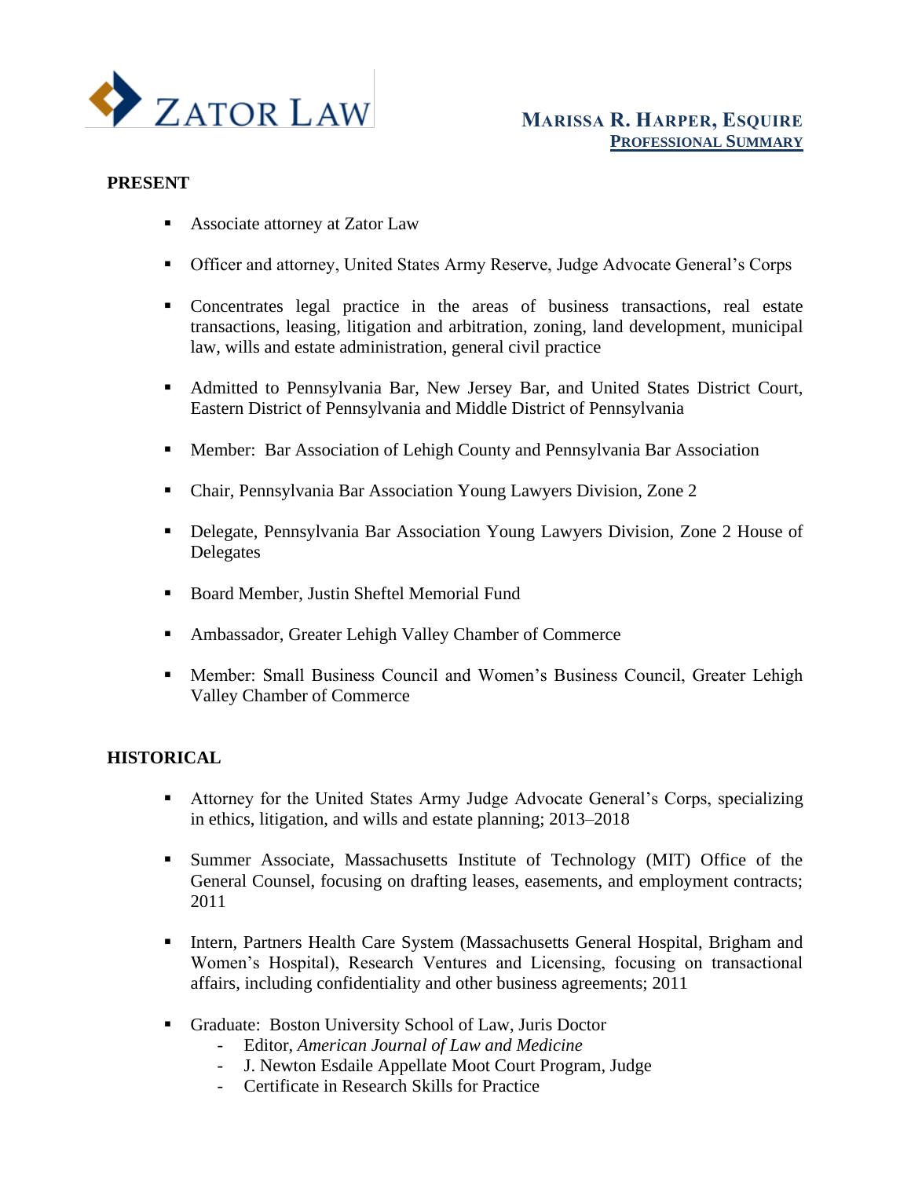ZATOR LAW

**MARISSA R. HARPER, ESQUIRE**
**PROFESSIONAL SUMMARY**

## PRESENT

- Associate attorney at Zator Law
- Officer and attorney, United States Army Reserve, Judge Advocate General's Corps
- Concentrates legal practice in the areas of business transactions, real estate transactions, leasing, litigation and arbitration, zoning, land development, municipal law, wills and estate administration, general civil practice
- Admitted to Pennsylvania Bar, New Jersey Bar, and United States District Court, Eastern District of Pennsylvania and Middle District of Pennsylvania
- Member: Bar Association of Lehigh County and Pennsylvania Bar Association
- Chair, Pennsylvania Bar Association Young Lawyers Division, Zone 2
- Delegate, Pennsylvania Bar Association Young Lawyers Division, Zone 2 House of Delegates
- Board Member, Justin Sheftel Memorial Fund
- Ambassador, Greater Lehigh Valley Chamber of Commerce
- Member: Small Business Council and Women's Business Council, Greater Lehigh Valley Chamber of Commerce

## HISTORICAL

- Attorney for the United States Army Judge Advocate General's Corps, specializing in ethics, litigation, and wills and estate planning; 2013–2018
- Summer Associate, Massachusetts Institute of Technology (MIT) Office of the General Counsel, focusing on drafting leases, easements, and employment contracts; 2011
- Intern, Partners Health Care System (Massachusetts General Hospital, Brigham and Women's Hospital), Research Ventures and Licensing, focusing on transactional affairs, including confidentiality and other business agreements; 2011
- Graduate: Boston University School of Law, Juris Doctor
  - Editor, *American Journal of Law and Medicine*
  - J. Newton Esdaile Appellate Moot Court Program, Judge
  - Certificate in Research Skills for Practice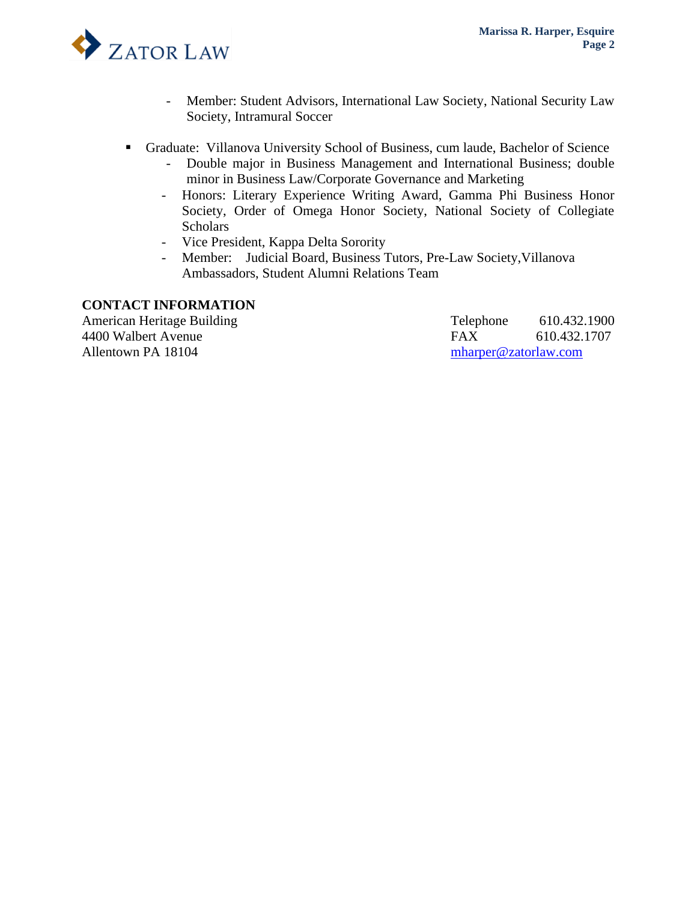- Member: Student Advisors, International Law Society, National Security Law Society, Intramural Soccer

- Graduate: Villanova University School of Business, cum laude, Bachelor of Science
  - Double major in Business Management and International Business; double minor in Business Law/Corporate Governance and Marketing
  - Honors: Literary Experience Writing Award, Gamma Phi Business Honor Society, Order of Omega Honor Society, National Society of Collegiate Scholars
  - Vice President, Kappa Delta Sorority
  - Member: Judicial Board, Business Tutors, Pre-Law Society,Villanova Ambassadors, Student Alumni Relations Team

**CONTACT INFORMATION**

American Heritage Building
4400 Walbert Avenue
Allentown PA 18104

Telephone 610.432.1900
FAX 610.432.1707
mharper@zatorlaw.com